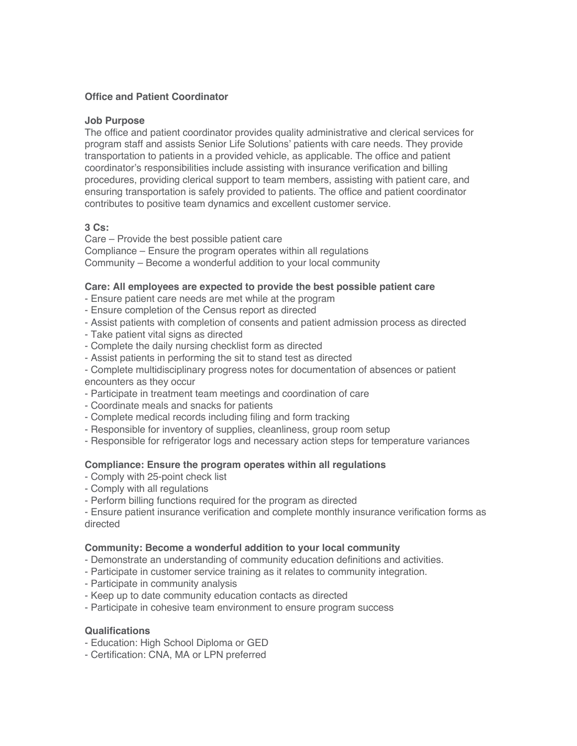# Office and Patient Coordinator

## Job Purpose

The office and patient coordinator provides quality administrative and clerical services for program staff and assists Senior Life Solutions' patients with care needs. They provide transportation to patients in a provided vehicle, as applicable. The office and patient coordinator's responsibilities include assisting with insurance verification and billing procedures, providing clerical support to team members, assisting with patient care, and ensuring transportation is safely provided to patients. The office and patient coordinator contributes to positive team dynamics and excellent customer service.

## 3 Cs:

Care – Provide the best possible patient care
Compliance – Ensure the program operates within all regulations
Community – Become a wonderful addition to your local community

## Care: All employees are expected to provide the best possible patient care

- Ensure patient care needs are met while at the program
- Ensure completion of the Census report as directed
- Assist patients with completion of consents and patient admission process as directed
- Take patient vital signs as directed
- Complete the daily nursing checklist form as directed
- Assist patients in performing the sit to stand test as directed
- Complete multidisciplinary progress notes for documentation of absences or patient encounters as they occur
- Participate in treatment team meetings and coordination of care
- Coordinate meals and snacks for patients
- Complete medical records including filing and form tracking
- Responsible for inventory of supplies, cleanliness, group room setup
- Responsible for refrigerator logs and necessary action steps for temperature variances

## Compliance: Ensure the program operates within all regulations

- Comply with 25-point check list
- Comply with all regulations
- Perform billing functions required for the program as directed
- Ensure patient insurance verification and complete monthly insurance verification forms as directed

## Community: Become a wonderful addition to your local community

- Demonstrate an understanding of community education definitions and activities.
- Participate in customer service training as it relates to community integration.
- Participate in community analysis
- Keep up to date community education contacts as directed
- Participate in cohesive team environment to ensure program success

## Qualifications

- Education: High School Diploma or GED
- Certification: CNA, MA or LPN preferred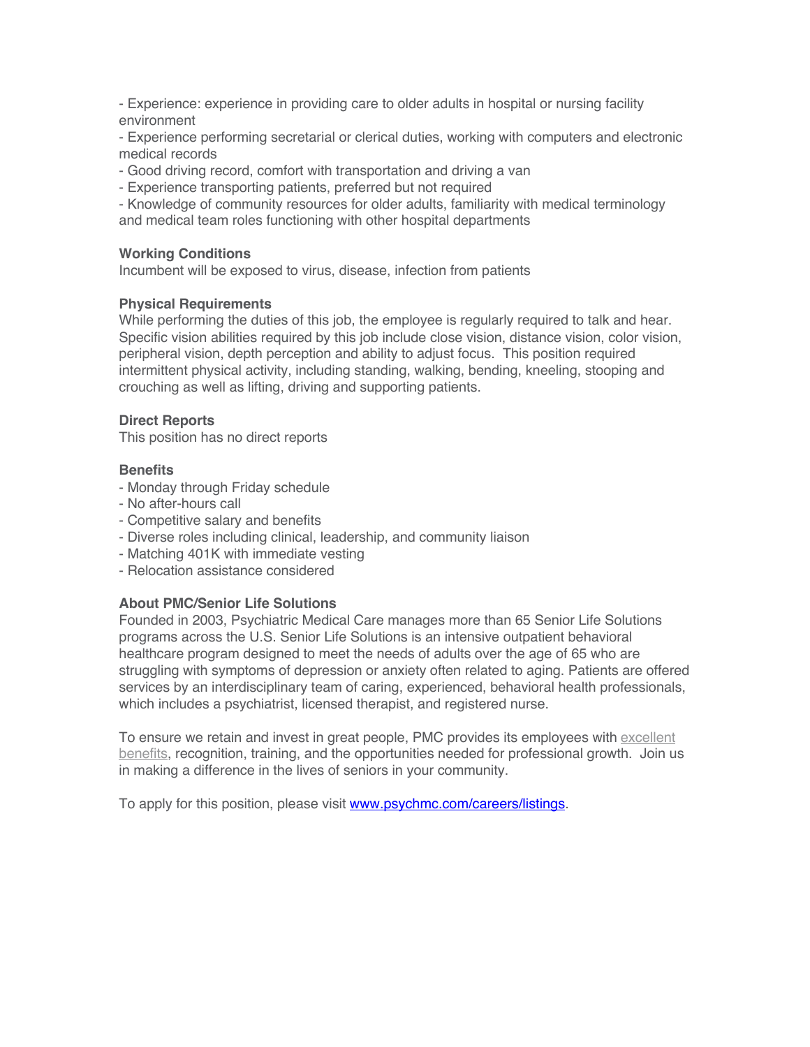- Experience: experience in providing care to older adults in hospital or nursing facility environment
- Experience performing secretarial or clerical duties, working with computers and electronic medical records
- Good driving record, comfort with transportation and driving a van
- Experience transporting patients, preferred but not required
- Knowledge of community resources for older adults, familiarity with medical terminology and medical team roles functioning with other hospital departments

**Working Conditions**
Incumbent will be exposed to virus, disease, infection from patients

**Physical Requirements**
While performing the duties of this job, the employee is regularly required to talk and hear. Specific vision abilities required by this job include close vision, distance vision, color vision, peripheral vision, depth perception and ability to adjust focus. This position required intermittent physical activity, including standing, walking, bending, kneeling, stooping and crouching as well as lifting, driving and supporting patients.

**Direct Reports**
This position has no direct reports

**Benefits**
- Monday through Friday schedule
- No after-hours call
- Competitive salary and benefits
- Diverse roles including clinical, leadership, and community liaison
- Matching 401K with immediate vesting
- Relocation assistance considered

**About PMC/Senior Life Solutions**
Founded in 2003, Psychiatric Medical Care manages more than 65 Senior Life Solutions programs across the U.S. Senior Life Solutions is an intensive outpatient behavioral healthcare program designed to meet the needs of adults over the age of 65 who are struggling with symptoms of depression or anxiety often related to aging. Patients are offered services by an interdisciplinary team of caring, experienced, behavioral health professionals, which includes a psychiatrist, licensed therapist, and registered nurse.

To ensure we retain and invest in great people, PMC provides its employees with excellent benefits, recognition, training, and the opportunities needed for professional growth. Join us in making a difference in the lives of seniors in your community.

To apply for this position, please visit www.psychmc.com/careers/listings.